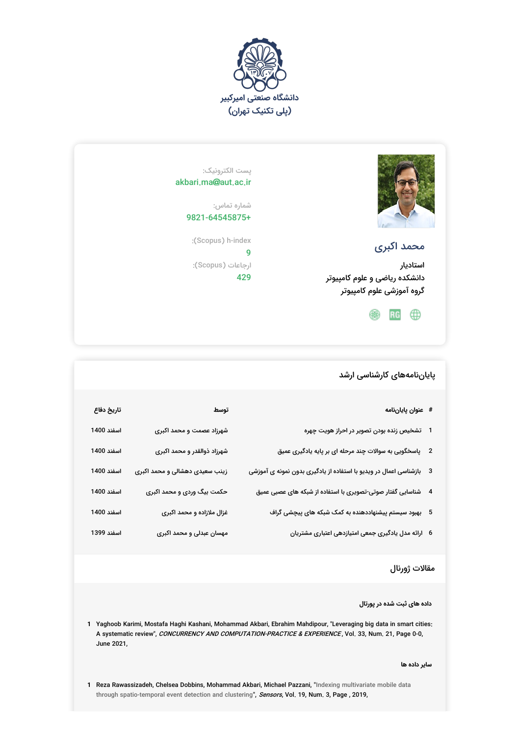دانشگاه صنعتی امیرکبیر
(پلی تکنیک تهران)

## محمد اکبری

استادیار
دانشکده ریاضی و علوم کامپیوتر
گروه آموزشی علوم کامپیوتر

پست الکترونیک:
akbari.ma@aut.ac.ir

شماره تماس:
9821-64545875+

h-index (Scopus):
9

ارجاعات (Scopus):
429

## پایان‌نامه‌های کارشناسی ارشد

| # | عنوان پایان‌نامه | توسط | تاریخ دفاع |
|---|---|---|---|
| 1 | تشخیص زنده بودن تصویر در احراز هویت چهره | شهرزاد عصمت و محمد اکبری | اسفند 1400 |
| 2 | پاسخگویی به سوالات چند مرحله ای بر پایه یادگیری عمیق | شهرزاد ذوالقدر و محمد اکبری | اسفند 1400 |
| 3 | بازشناسی اعمال در ویدیو با استفاده از یادگیری بدون نمونه ی آموزشی | زینب سعیدی دهشالی و محمد اکبری | اسفند 1400 |
| 4 | شناسایی گفتار صوتی-تصویری با استفاده از شبکه های عصبی عمیق | حکمت بیگ وردی و محمد اکبری | اسفند 1400 |
| 5 | بهبود سیستم پیشنهاددهنده به کمک شبکه های پیچشی گراف | غزال ملازاده و محمد اکبری | اسفند 1400 |
| 6 | ارائه مدل یادگیری جمعی امتیازدهی اعتباری مشتریان | مهسان عبدلی و محمد اکبری | اسفند 1399 |

## مقالات ژورنال

### داده های ثبت شده در پورتال

1. Yaghoob Karimi, Mostafa Haghi Kashani, Mohammad Akbari, Ebrahim Mahdipour, "Leveraging big data in smart cities: A systematic review", *CONCURRENCY AND COMPUTATION-PRACTICE & EXPERIENCE*, Vol. 33, Num. 21, Page 0-0, June 2021,

### سایر داده ها

1. Reza Rawassizadeh, Chelsea Dobbins, Mohammad Akbari, Michael Pazzani, "Indexing multivariate mobile data through spatio-temporal event detection and clustering", *Sensors*, Vol. 19, Num. 3, Page , 2019,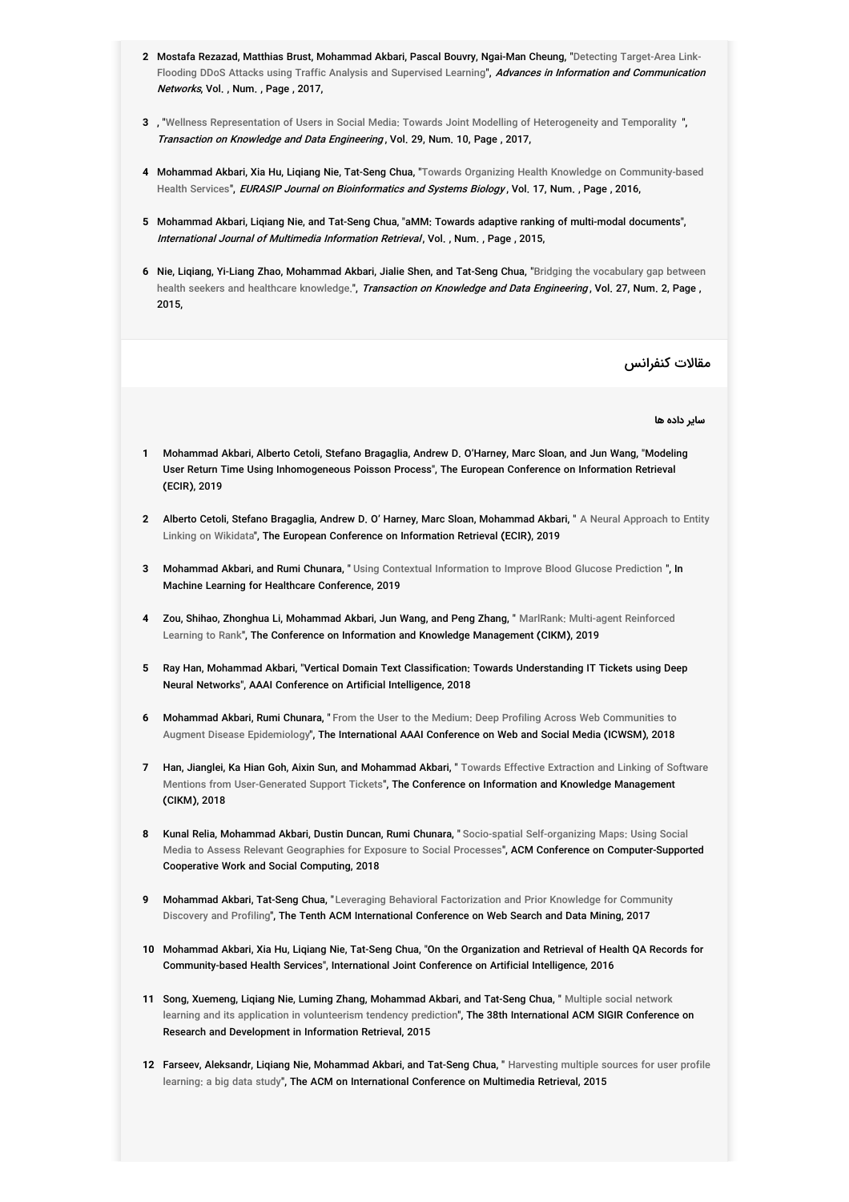2. Mostafa Rezazad, Matthias Brust, Mohammad Akbari, Pascal Bouvry, Ngai-Man Cheung, "Detecting Target-Area Link-Flooding DDoS Attacks using Traffic Analysis and Supervised Learning", *Advances in Information and Communication Networks*, Vol. , Num. , Page , 2017,

3. , "Wellness Representation of Users in Social Media: Towards Joint Modelling of Heterogeneity and Temporality ", *Transaction on Knowledge and Data Engineering*, Vol. 29, Num. 10, Page , 2017,

4. Mohammad Akbari, Xia Hu, Liqiang Nie, Tat-Seng Chua, "Towards Organizing Health Knowledge on Community-based Health Services", *EURASIP Journal on Bioinformatics and Systems Biology*, Vol. 17, Num. , Page , 2016,

5. Mohammad Akbari, Liqiang Nie, and Tat-Seng Chua, "aMM: Towards adaptive ranking of multi-modal documents", *International Journal of Multimedia Information Retrieval*, Vol. , Num. , Page , 2015,

6. Nie, Liqiang, Yi-Liang Zhao, Mohammad Akbari, Jialie Shen, and Tat-Seng Chua, "Bridging the vocabulary gap between health seekers and healthcare knowledge.", *Transaction on Knowledge and Data Engineering*, Vol. 27, Num. 2, Page , 2015,

## مقالات کنفرانس

#### سایر داده ها

1. Mohammad Akbari, Alberto Cetoli, Stefano Bragaglia, Andrew D. O'Harney, Marc Sloan, and Jun Wang, "Modeling User Return Time Using Inhomogeneous Poisson Process", The European Conference on Information Retrieval (ECIR), 2019

2. Alberto Cetoli, Stefano Bragaglia, Andrew D. O' Harney, Marc Sloan, Mohammad Akbari, " A Neural Approach to Entity Linking on Wikidata", The European Conference on Information Retrieval (ECIR), 2019

3. Mohammad Akbari, and Rumi Chunara, " Using Contextual Information to Improve Blood Glucose Prediction ", In Machine Learning for Healthcare Conference, 2019

4. Zou, Shihao, Zhonghua Li, Mohammad Akbari, Jun Wang, and Peng Zhang, " MarlRank: Multi-agent Reinforced Learning to Rank", The Conference on Information and Knowledge Management (CIKM), 2019

5. Ray Han, Mohammad Akbari, "Vertical Domain Text Classification: Towards Understanding IT Tickets using Deep Neural Networks", AAAI Conference on Artificial Intelligence, 2018

6. Mohammad Akbari, Rumi Chunara, " From the User to the Medium: Deep Profiling Across Web Communities to Augment Disease Epidemiology", The International AAAI Conference on Web and Social Media (ICWSM), 2018

7. Han, Jianglei, Ka Hian Goh, Aixin Sun, and Mohammad Akbari, " Towards Effective Extraction and Linking of Software Mentions from User-Generated Support Tickets", The Conference on Information and Knowledge Management (CIKM), 2018

8. Kunal Relia, Mohammad Akbari, Dustin Duncan, Rumi Chunara, " Socio-spatial Self-organizing Maps: Using Social Media to Assess Relevant Geographies for Exposure to Social Processes", ACM Conference on Computer-Supported Cooperative Work and Social Computing, 2018

9. Mohammad Akbari, Tat-Seng Chua, "Leveraging Behavioral Factorization and Prior Knowledge for Community Discovery and Profiling", The Tenth ACM International Conference on Web Search and Data Mining, 2017

10. Mohammad Akbari, Xia Hu, Liqiang Nie, Tat-Seng Chua, "On the Organization and Retrieval of Health QA Records for Community-based Health Services", International Joint Conference on Artificial Intelligence, 2016

11. Song, Xuemeng, Liqiang Nie, Luming Zhang, Mohammad Akbari, and Tat-Seng Chua, " Multiple social network learning and its application in volunteerism tendency prediction", The 38th International ACM SIGIR Conference on Research and Development in Information Retrieval, 2015

12. Farseev, Aleksandr, Liqiang Nie, Mohammad Akbari, and Tat-Seng Chua, " Harvesting multiple sources for user profile learning: a big data study", The ACM on International Conference on Multimedia Retrieval, 2015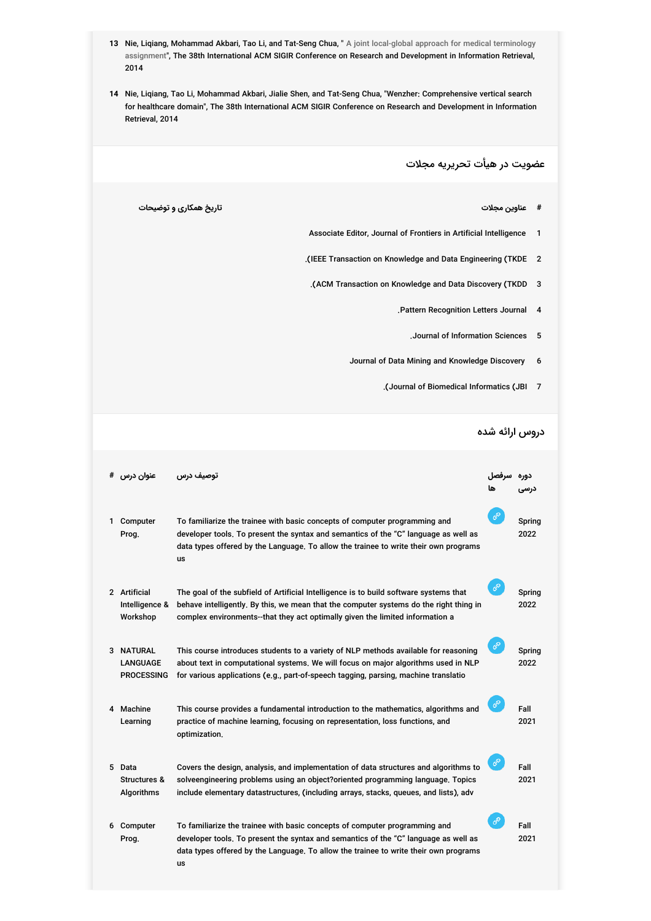13. Nie, Liqiang, Mohammad Akbari, Tao Li, and Tat-Seng Chua, " A joint local-global approach for medical terminology assignment", The 38th International ACM SIGIR Conference on Research and Development in Information Retrieval, 2014

14. Nie, Liqiang, Tao Li, Mohammad Akbari, Jialie Shen, and Tat-Seng Chua, "Wenzher: Comprehensive vertical search for healthcare domain", The 38th International ACM SIGIR Conference on Research and Development in Information Retrieval, 2014

## عضویت در هیأت تحریریه مجلات

| # | عناوین مجلات | تاریخ همکاری و توضیحات |
|---|---|---|
| 1 | Associate Editor, Journal of Frontiers in Artificial Intelligence | |
| 2 | IEEE Transaction on Knowledge and Data Engineering (TKDE). | |
| 3 | ACM Transaction on Knowledge and Data Discovery (TKDD). | |
| 4 | Pattern Recognition Letters Journal. | |
| 5 | Journal of Information Sciences. | |
| 6 | Journal of Data Mining and Knowledge Discovery | |
| 7 | Journal of Biomedical Informatics (JBI). | |

## دروس ارائه شده

| # | عنوان درس | توصیف درس | سرفصل ها | دوره درسی |
|---|---|---|---|---|
| 1 | Computer Prog. | To familiarize the trainee with basic concepts of computer programming and developer tools. To present the syntax and semantics of the “C” language as well as data types offered by the Language. To allow the trainee to write their own programs us | | Spring 2022 |
| 2 | Artificial Intelligence & Workshop | The goal of the subfield of Artificial Intelligence is to build software systems that behave intelligently. By this, we mean that the computer systems do the right thing in complex environments--that they act optimally given the limited information a | | Spring 2022 |
| 3 | NATURAL LANGUAGE PROCESSING | This course introduces students to a variety of NLP methods available for reasoning about text in computational systems. We will focus on major algorithms used in NLP for various applications (e.g., part-of-speech tagging, parsing, machine translatio | | Spring 2022 |
| 4 | Machine Learning | This course provides a fundamental introduction to the mathematics, algorithms and practice of machine learning, focusing on representation, loss functions, and optimization. | | Fall 2021 |
| 5 | Data Structures & Algorithms | Covers the design, analysis, and implementation of data structures and algorithms to solveengineering problems using an object?oriented programming language. Topics include elementary datastructures, (including arrays, stacks, queues, and lists), adv | | Fall 2021 |
| 6 | Computer Prog. | To familiarize the trainee with basic concepts of computer programming and developer tools. To present the syntax and semantics of the “C” language as well as data types offered by the Language. To allow the trainee to write their own programs us | | Fall 2021 |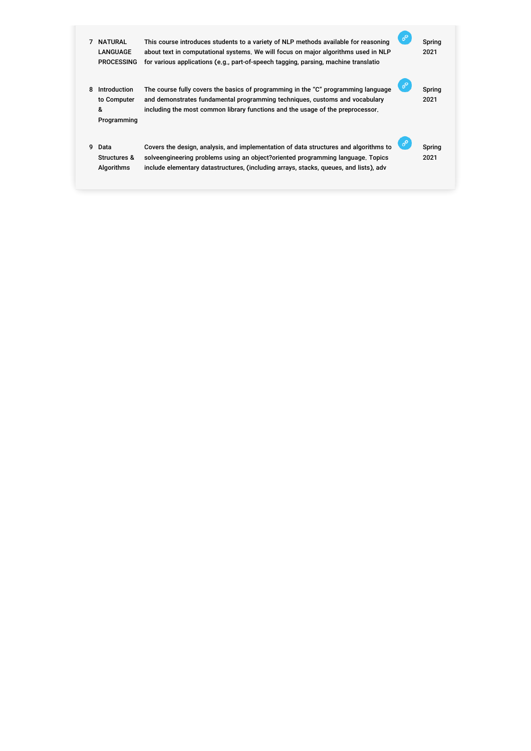| | | | | |
|---|---|---|---|---|
| 7 | NATURAL LANGUAGE PROCESSING | This course introduces students to a variety of NLP methods available for reasoning about text in computational systems. We will focus on major algorithms used in NLP for various applications (e.g., part-of-speech tagging, parsing, machine translatio | | Spring 2021 |
| 8 | Introduction to Computer & Programming | The course fully covers the basics of programming in the "C" programming language and demonstrates fundamental programming techniques, customs and vocabulary including the most common library functions and the usage of the preprocessor. | | Spring 2021 |
| 9 | Data Structures & Algorithms | Covers the design, analysis, and implementation of data structures and algorithms to solveengineering problems using an object?oriented programming language. Topics include elementary datastructures, (including arrays, stacks, queues, and lists), adv | | Spring 2021 |